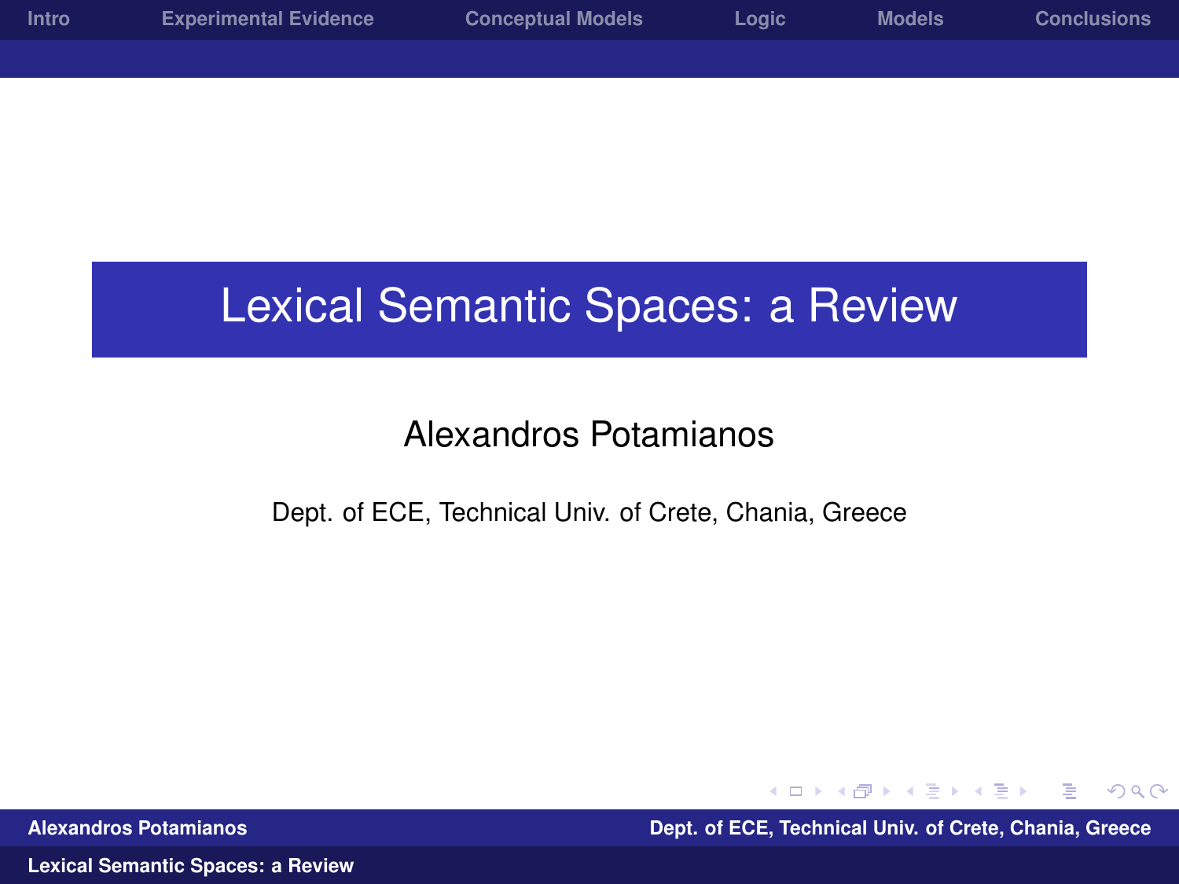# Lexical Semantic Spaces: a Review

Alexandros Potamianos

Dept. of ECE, Technical Univ. of Crete, Chania, Greece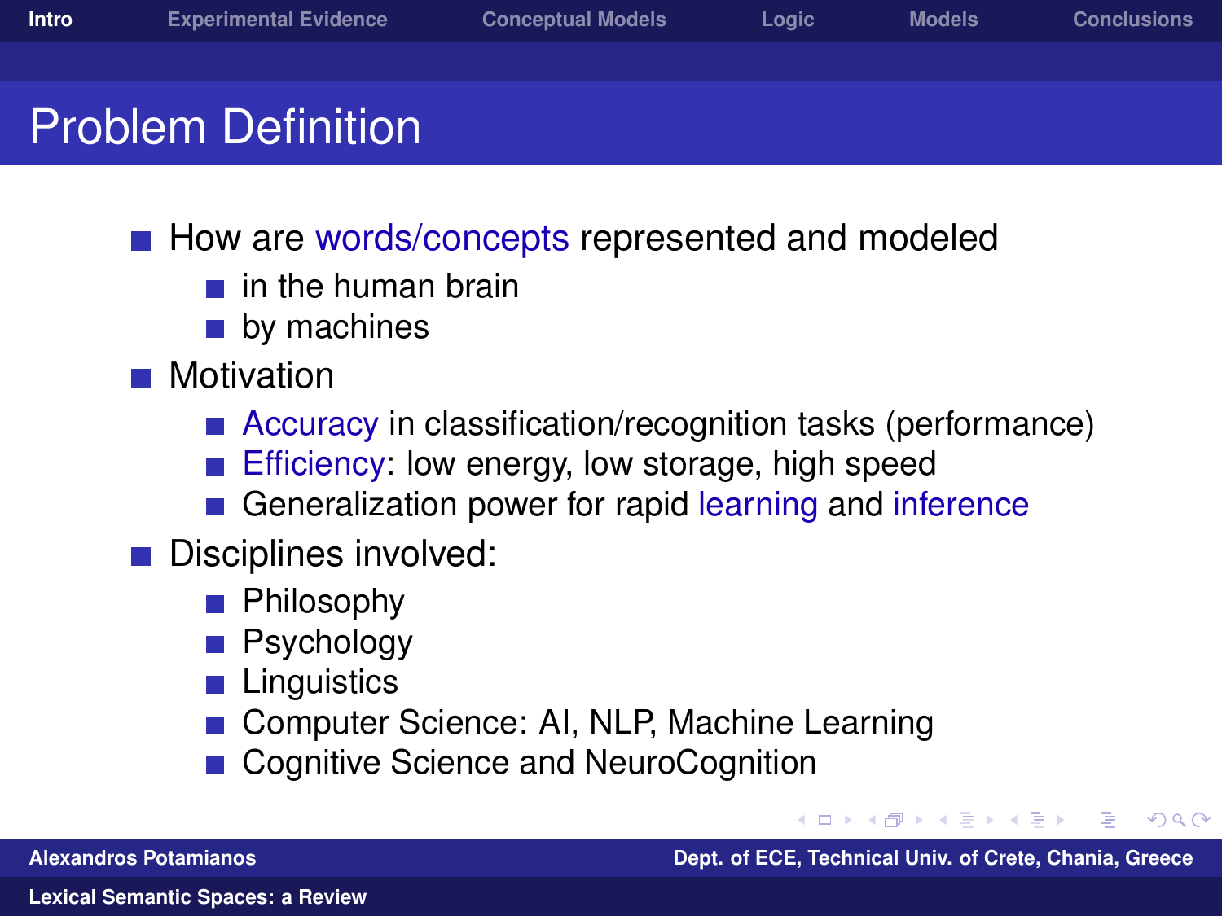# Problem Definition

- How are words/concepts represented and modeled
  - in the human brain
  - by machines
- Motivation
  - Accuracy in classification/recognition tasks (performance)
  - Efficiency: low energy, low storage, high speed
  - Generalization power for rapid learning and inference
- Disciplines involved:
  - Philosophy
  - Psychology
  - Linguistics
  - Computer Science: AI, NLP, Machine Learning
  - Cognitive Science and NeuroCognition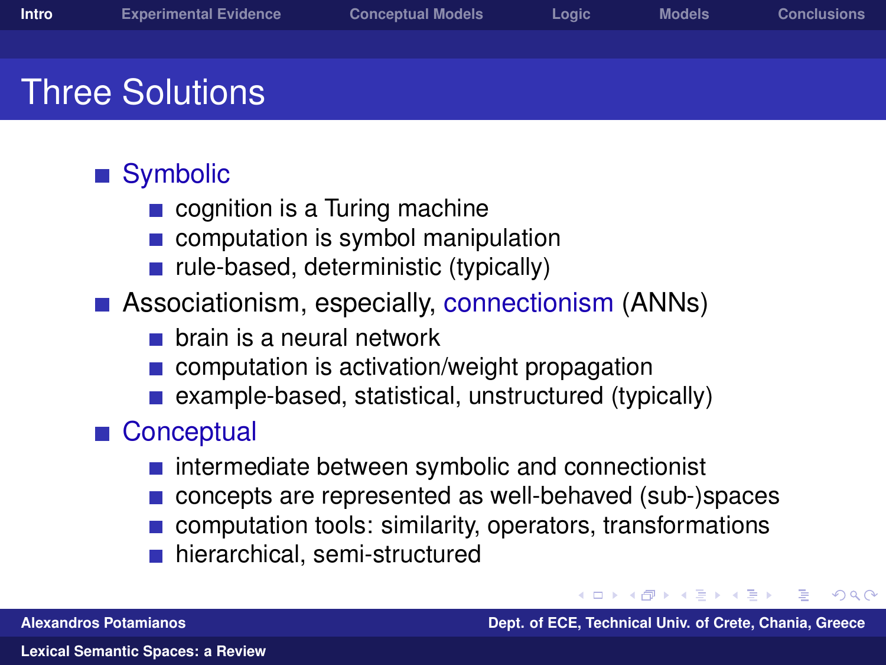# Three Solutions

- Symbolic
  - cognition is a Turing machine
  - computation is symbol manipulation
  - rule-based, deterministic (typically)
- Associationism, especially, connectionism (ANNs)
  - brain is a neural network
  - computation is activation/weight propagation
  - example-based, statistical, unstructured (typically)
- Conceptual
  - intermediate between symbolic and connectionist
  - concepts are represented as well-behaved (sub-)spaces
  - computation tools: similarity, operators, transformations
  - hierarchical, semi-structured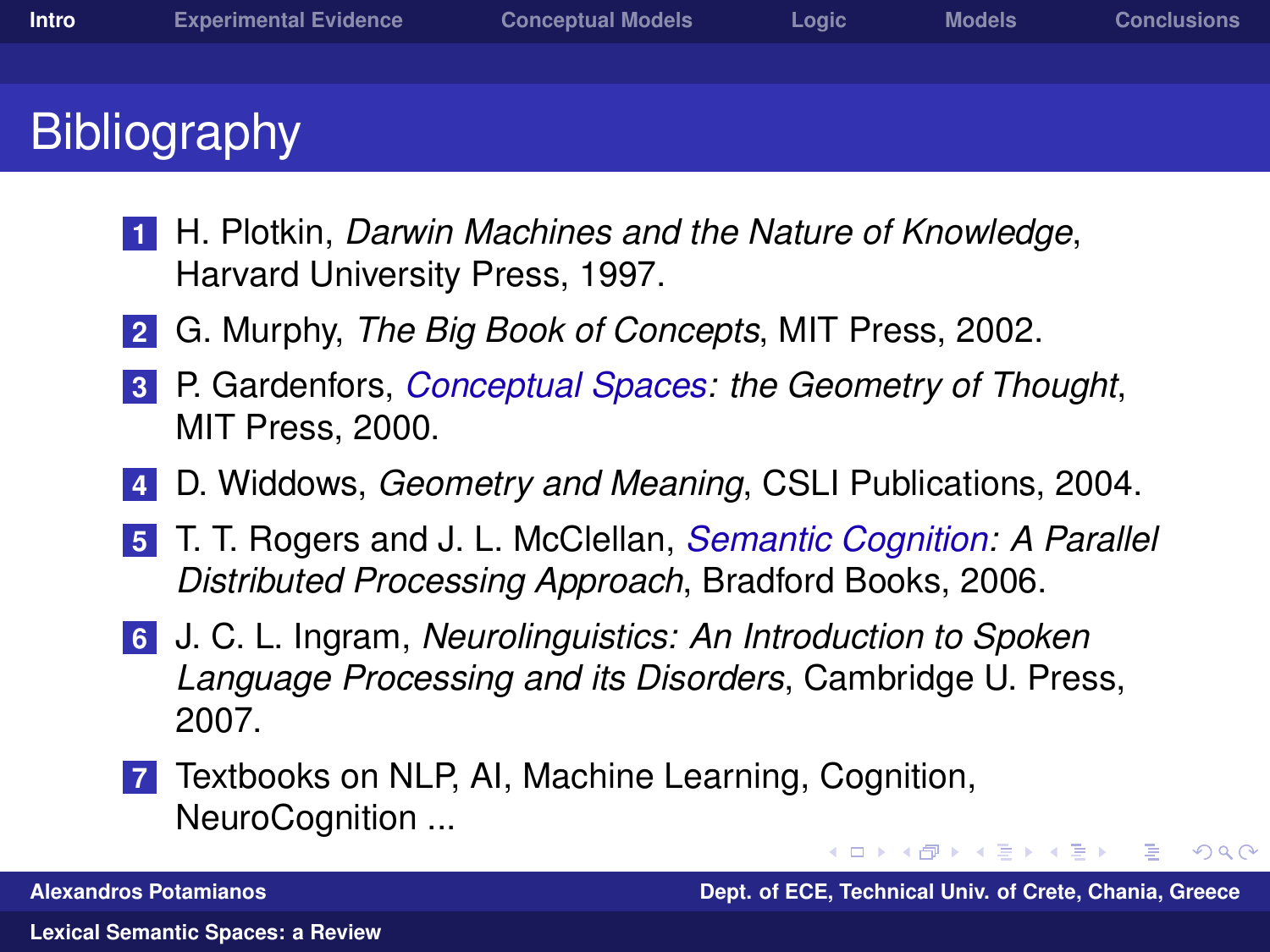# Bibliography

1. H. Plotkin, *Darwin Machines and the Nature of Knowledge*, Harvard University Press, 1997.
2. G. Murphy, *The Big Book of Concepts*, MIT Press, 2002.
3. P. Gardenfors, *Conceptual Spaces: the Geometry of Thought*, MIT Press, 2000.
4. D. Widdows, *Geometry and Meaning*, CSLI Publications, 2004.
5. T. T. Rogers and J. L. McClellan, *Semantic Cognition: A Parallel Distributed Processing Approach*, Bradford Books, 2006.
6. J. C. L. Ingram, *Neurolinguistics: An Introduction to Spoken Language Processing and its Disorders*, Cambridge U. Press, 2007.
7. Textbooks on NLP, AI, Machine Learning, Cognition, NeuroCognition ...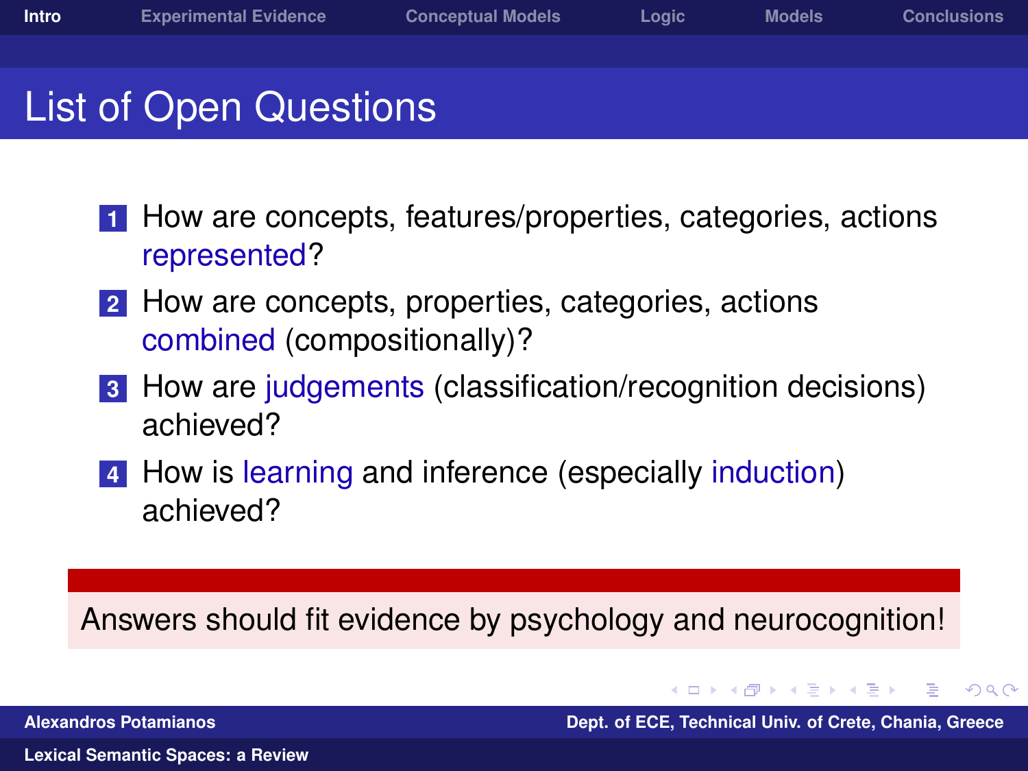# List of Open Questions

1. How are concepts, features/properties, categories, actions represented?
2. How are concepts, properties, categories, actions combined (compositionally)?
3. How are judgements (classification/recognition decisions) achieved?
4. How is learning and inference (especially induction) achieved?

Answers should fit evidence by psychology and neurocognition!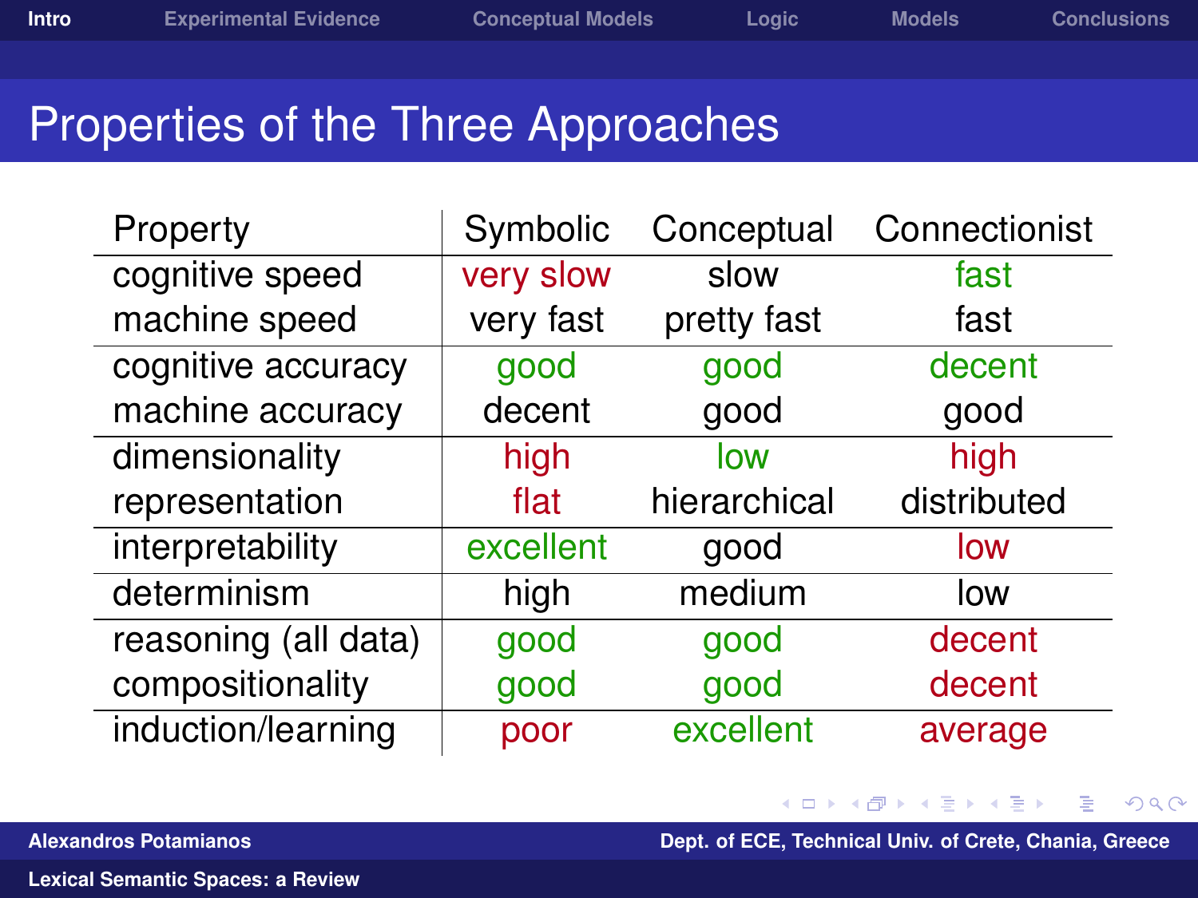# Properties of the Three Approaches

| Property | Symbolic | Conceptual | Connectionist |
|---|---|---|---|
| cognitive speed | very slow | slow | fast |
| machine speed | very fast | pretty fast | fast |
| cognitive accuracy | good | good | decent |
| machine accuracy | decent | good | good |
| dimensionality | high | low | high |
| representation | flat | hierarchical | distributed |
| interpretability | excellent | good | low |
| determinism | high | medium | low |
| reasoning (all data) | good | good | decent |
| compositionality | good | good | decent |
| induction/learning | poor | excellent | average |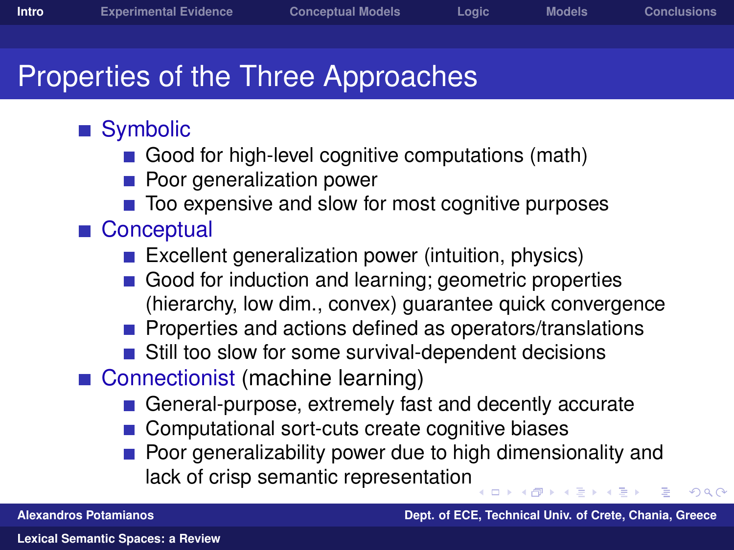# Properties of the Three Approaches

- Symbolic
  - Good for high-level cognitive computations (math)
  - Poor generalization power
  - Too expensive and slow for most cognitive purposes
- Conceptual
  - Excellent generalization power (intuition, physics)
  - Good for induction and learning; geometric properties (hierarchy, low dim., convex) guarantee quick convergence
  - Properties and actions defined as operators/translations
  - Still too slow for some survival-dependent decisions
- Connectionist (machine learning)
  - General-purpose, extremely fast and decently accurate
  - Computational sort-cuts create cognitive biases
  - Poor generalizability power due to high dimensionality and lack of crisp semantic representation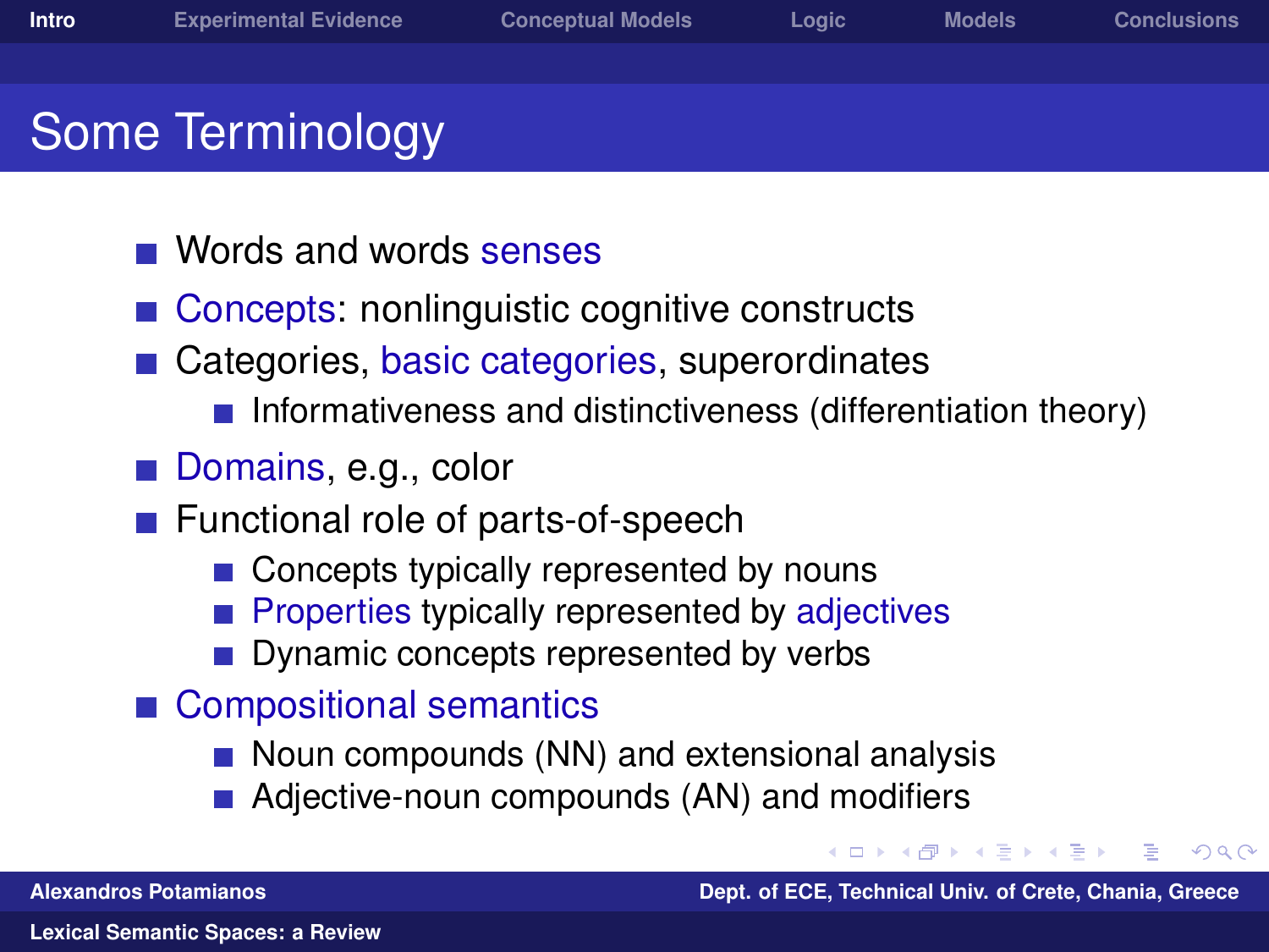# Some Terminology

- Words and words senses
- Concepts: nonlinguistic cognitive constructs
- Categories, basic categories, superordinates
  - Informativeness and distinctiveness (differentiation theory)
- Domains, e.g., color
- Functional role of parts-of-speech
  - Concepts typically represented by nouns
  - Properties typically represented by adjectives
  - Dynamic concepts represented by verbs
- Compositional semantics
  - Noun compounds (NN) and extensional analysis
  - Adjective-noun compounds (AN) and modifiers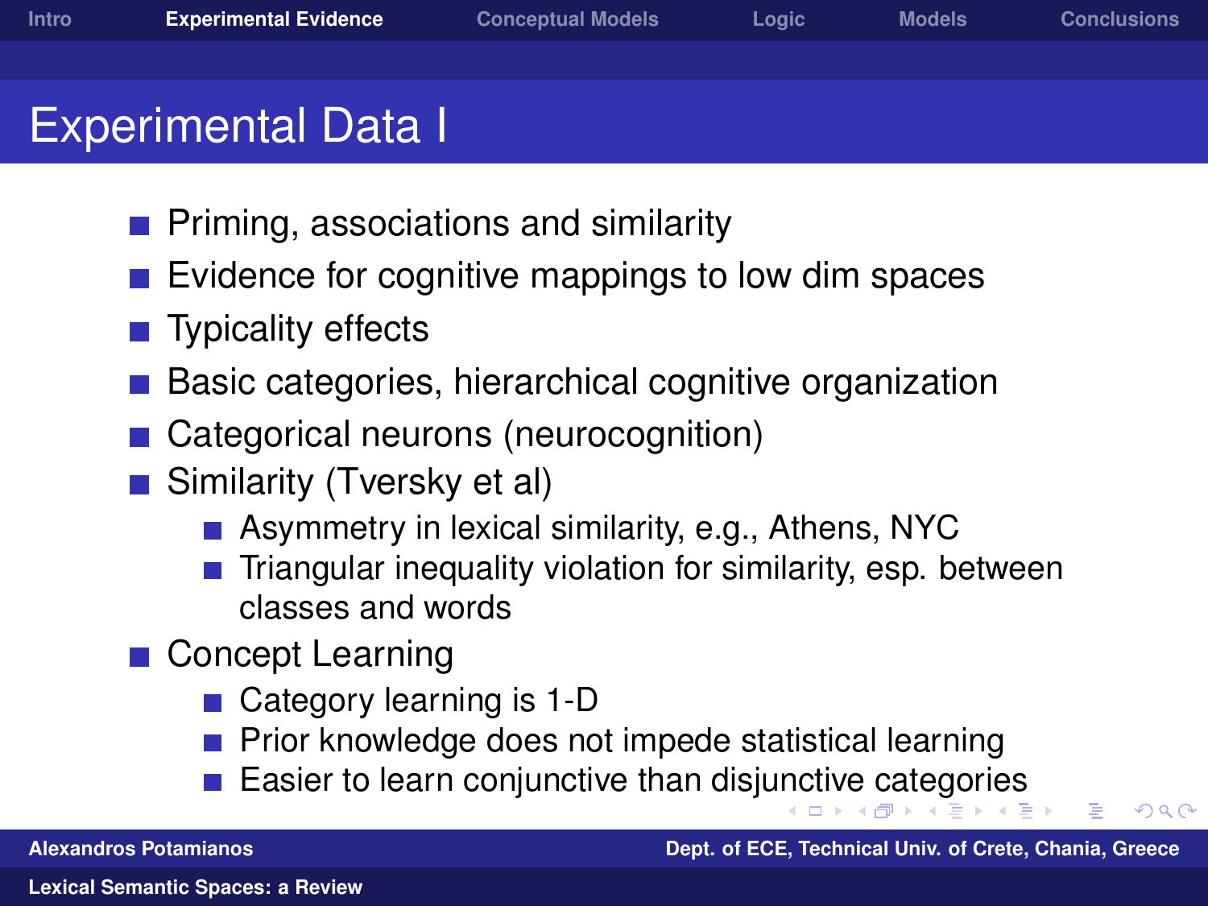# Experimental Data I

- Priming, associations and similarity
- Evidence for cognitive mappings to low dim spaces
- Typicality effects
- Basic categories, hierarchical cognitive organization
- Categorical neurons (neurocognition)
- Similarity (Tversky et al)
  - Asymmetry in lexical similarity, e.g., Athens, NYC
  - Triangular inequality violation for similarity, esp. between classes and words
- Concept Learning
  - Category learning is 1-D
  - Prior knowledge does not impede statistical learning
  - Easier to learn conjunctive than disjunctive categories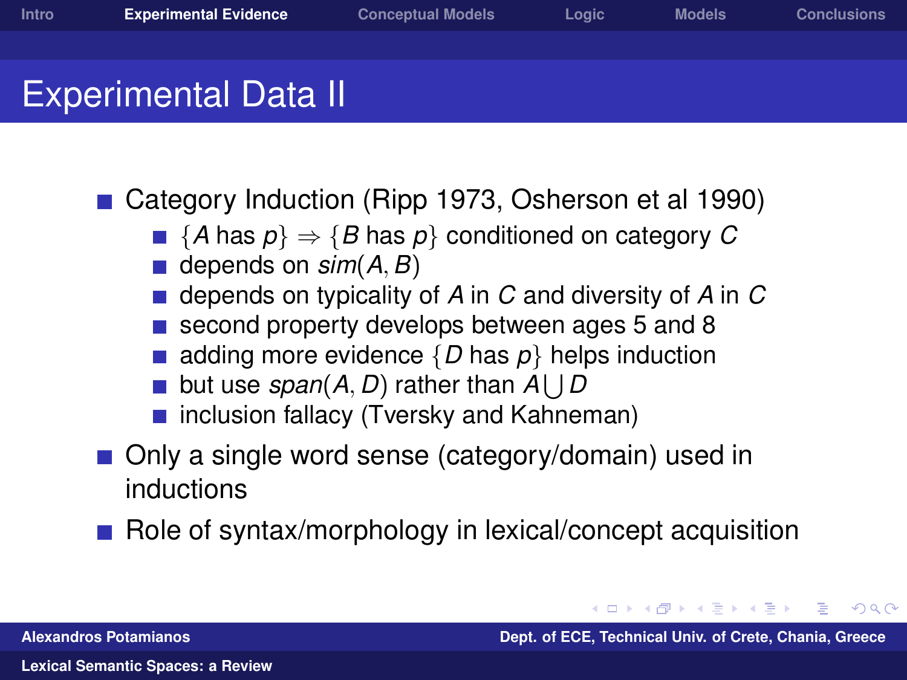# Experimental Data II

- Category Induction (Ripp 1973, Osherson et al 1990)
  - $\{A \text{ has } p\} \Rightarrow \{B \text{ has } p\}$ conditioned on category $C$
  - depends on $sim(A, B)$
  - depends on typicality of $A$ in $C$ and diversity of $A$ in $C$
  - second property develops between ages 5 and 8
  - adding more evidence $\{D \text{ has } p\}$ helps induction
  - but use $span(A, D)$ rather than $A \bigcup D$
  - inclusion fallacy (Tversky and Kahneman)
- Only a single word sense (category/domain) used in inductions
- Role of syntax/morphology in lexical/concept acquisition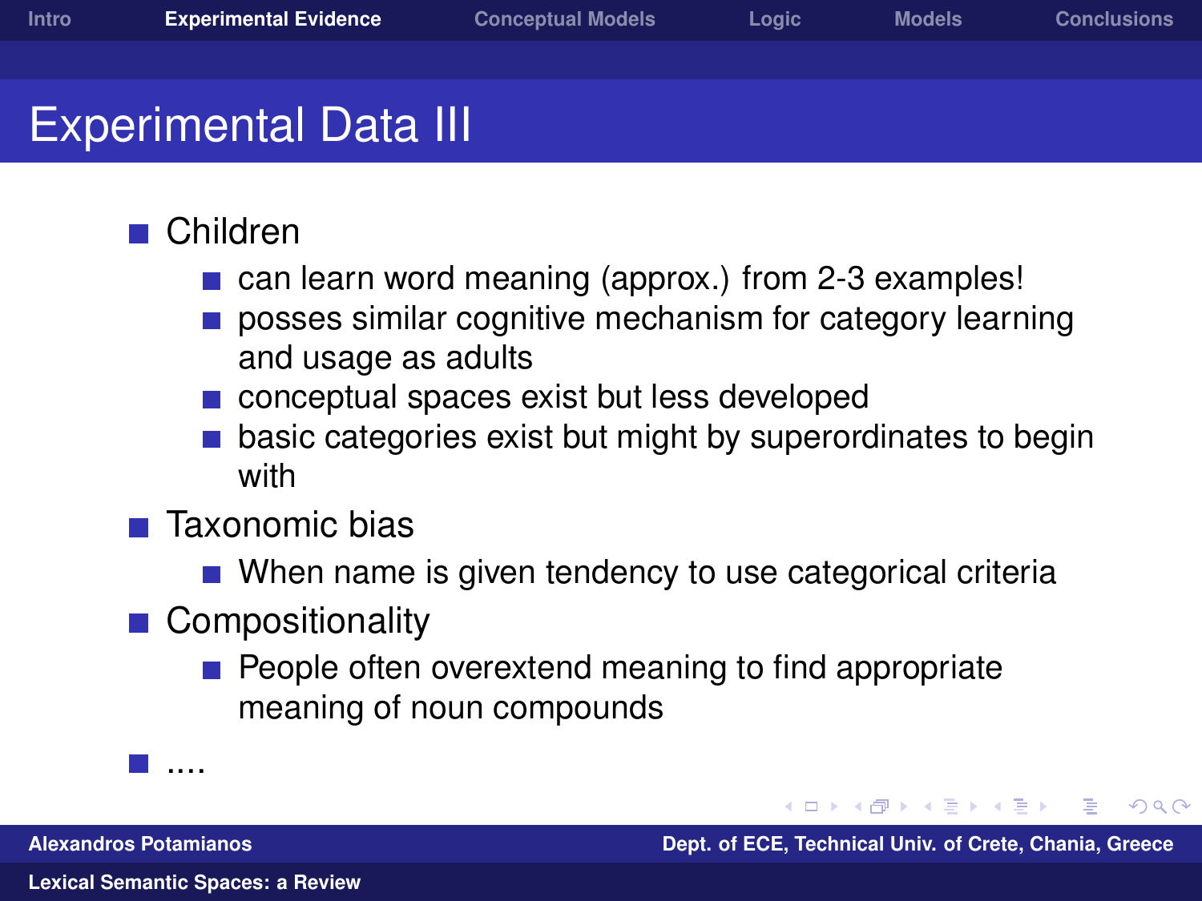# Experimental Data III

- Children
  - can learn word meaning (approx.) from 2-3 examples!
  - posses similar cognitive mechanism for category learning and usage as adults
  - conceptual spaces exist but less developed
  - basic categories exist but might by superordinates to begin with
- Taxonomic bias
  - When name is given tendency to use categorical criteria
- Compositionality
  - People often overextend meaning to find appropriate meaning of noun compounds
- ....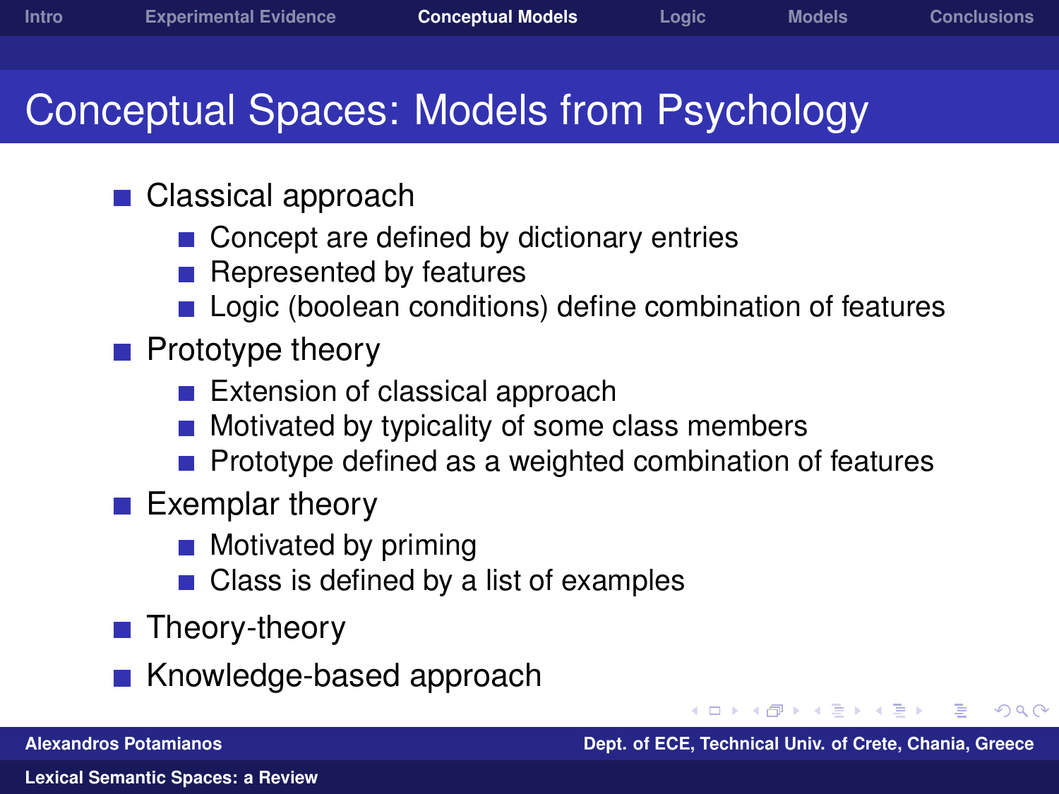# Conceptual Spaces: Models from Psychology

- Classical approach
  - Concept are defined by dictionary entries
  - Represented by features
  - Logic (boolean conditions) define combination of features
- Prototype theory
  - Extension of classical approach
  - Motivated by typicality of some class members
  - Prototype defined as a weighted combination of features
- Exemplar theory
  - Motivated by priming
  - Class is defined by a list of examples
- Theory-theory
- Knowledge-based approach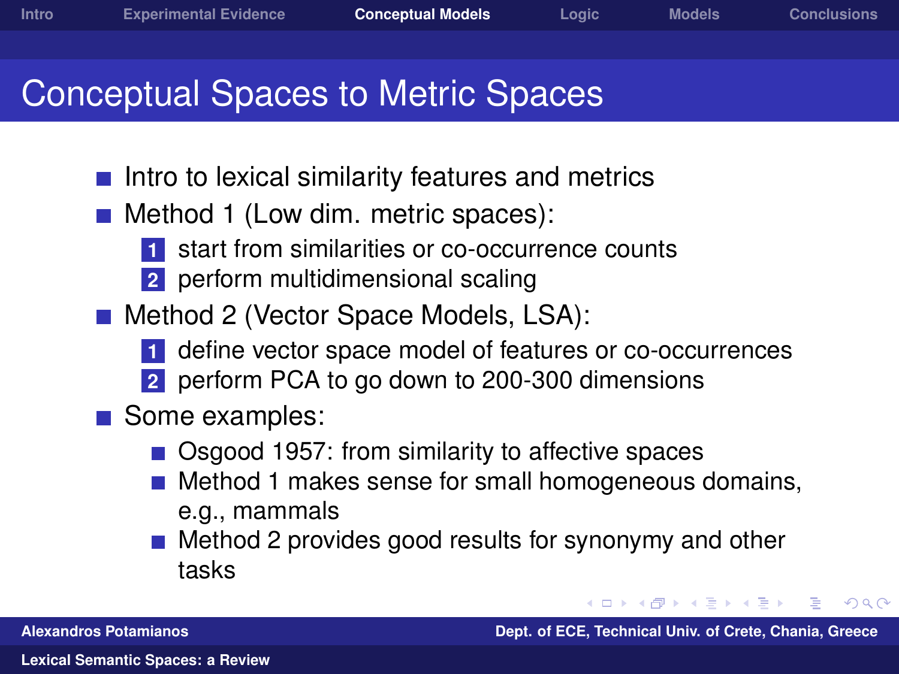# Conceptual Spaces to Metric Spaces

- Intro to lexical similarity features and metrics
- Method 1 (Low dim. metric spaces):
  1. start from similarities or co-occurrence counts
  2. perform multidimensional scaling
- Method 2 (Vector Space Models, LSA):
  1. define vector space model of features or co-occurrences
  2. perform PCA to go down to 200-300 dimensions
- Some examples:
  - Osgood 1957: from similarity to affective spaces
  - Method 1 makes sense for small homogeneous domains, e.g., mammals
  - Method 2 provides good results for synonymy and other tasks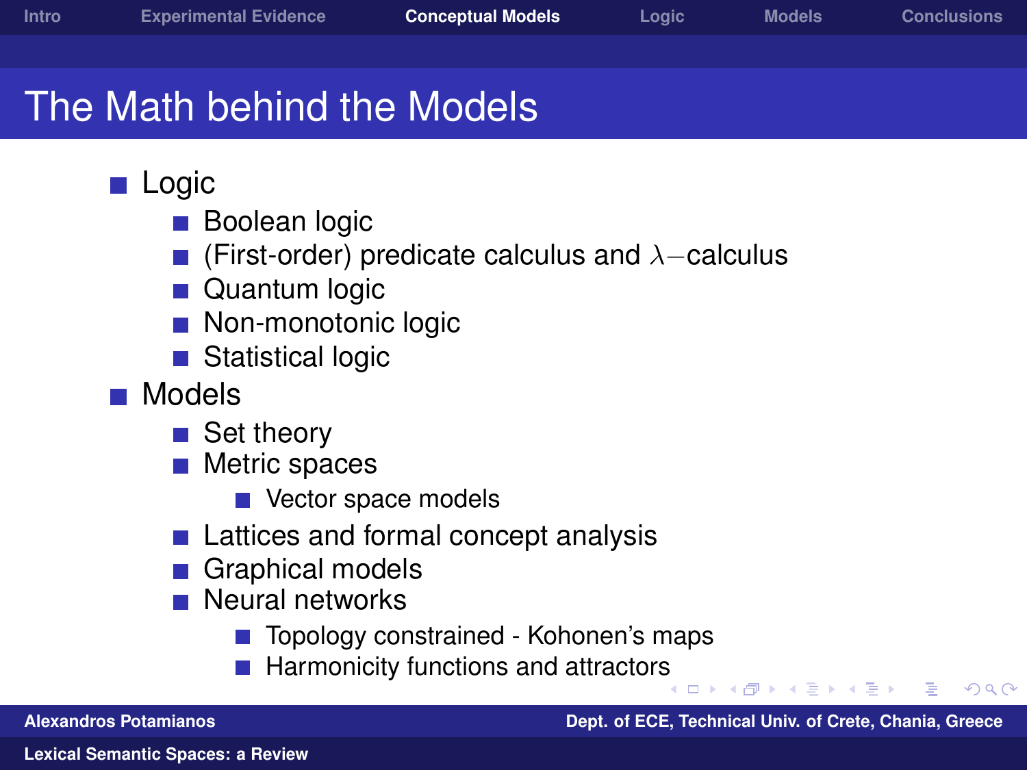# The Math behind the Models

- Logic
  - Boolean logic
  - (First-order) predicate calculus and $\lambda-$calculus
  - Quantum logic
  - Non-monotonic logic
  - Statistical logic
- Models
  - Set theory
  - Metric spaces
    - Vector space models
  - Lattices and formal concept analysis
  - Graphical models
  - Neural networks
    - Topology constrained - Kohonen's maps
    - Harmonicity functions and attractors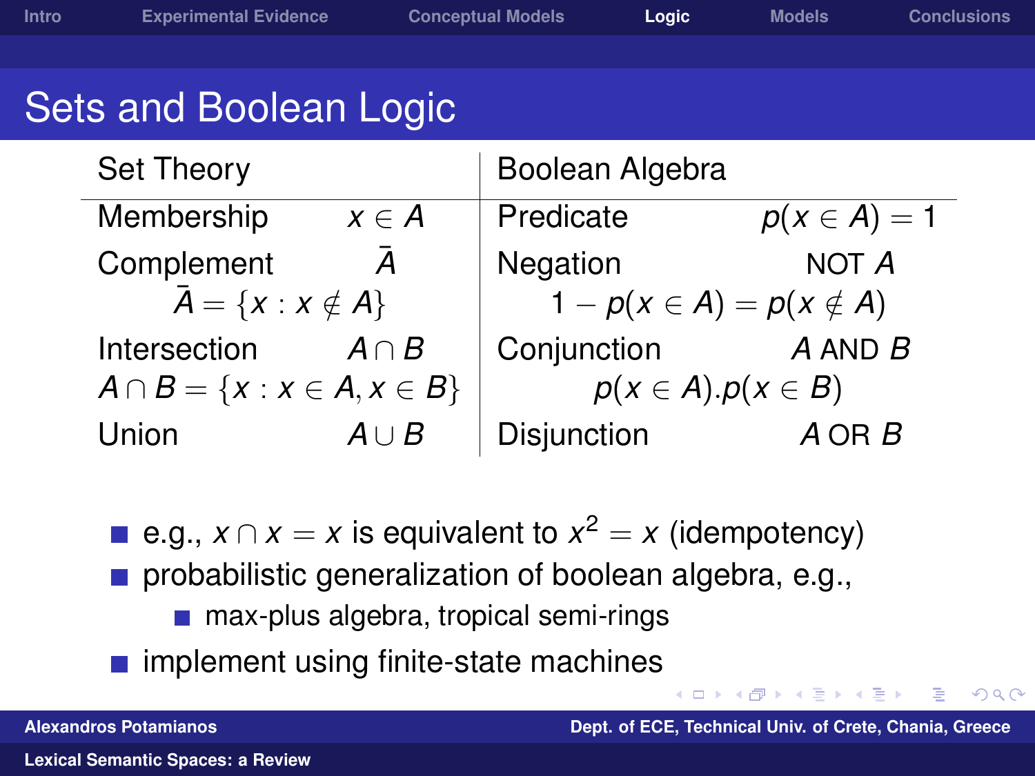# Sets and Boolean Logic

| Set Theory | | Boolean Algebra | |
|---|---|---|---|
| Membership | $x \in A$ | Predicate | $p(x \in A) = 1$ |
| Complement | $\bar{A}$ | Negation | NOT $A$ |
| $\bar{A} = \{x : x \notin A\}$ | | $1 - p(x \in A) = p(x \notin A)$ | |
| Intersection | $A \cap B$ | Conjunction | $A$ AND $B$ |
| $A \cap B = \{x : x \in A, x \in B\}$ | | $p(x \in A).p(x \in B)$ | |
| Union | $A \cup B$ | Disjunction | $A$ OR $B$ |

- e.g., $x \cap x = x$ is equivalent to $x^2 = x$ (idempotency)
- probabilistic generalization of boolean algebra, e.g.,
  - max-plus algebra, tropical semi-rings
- implement using finite-state machines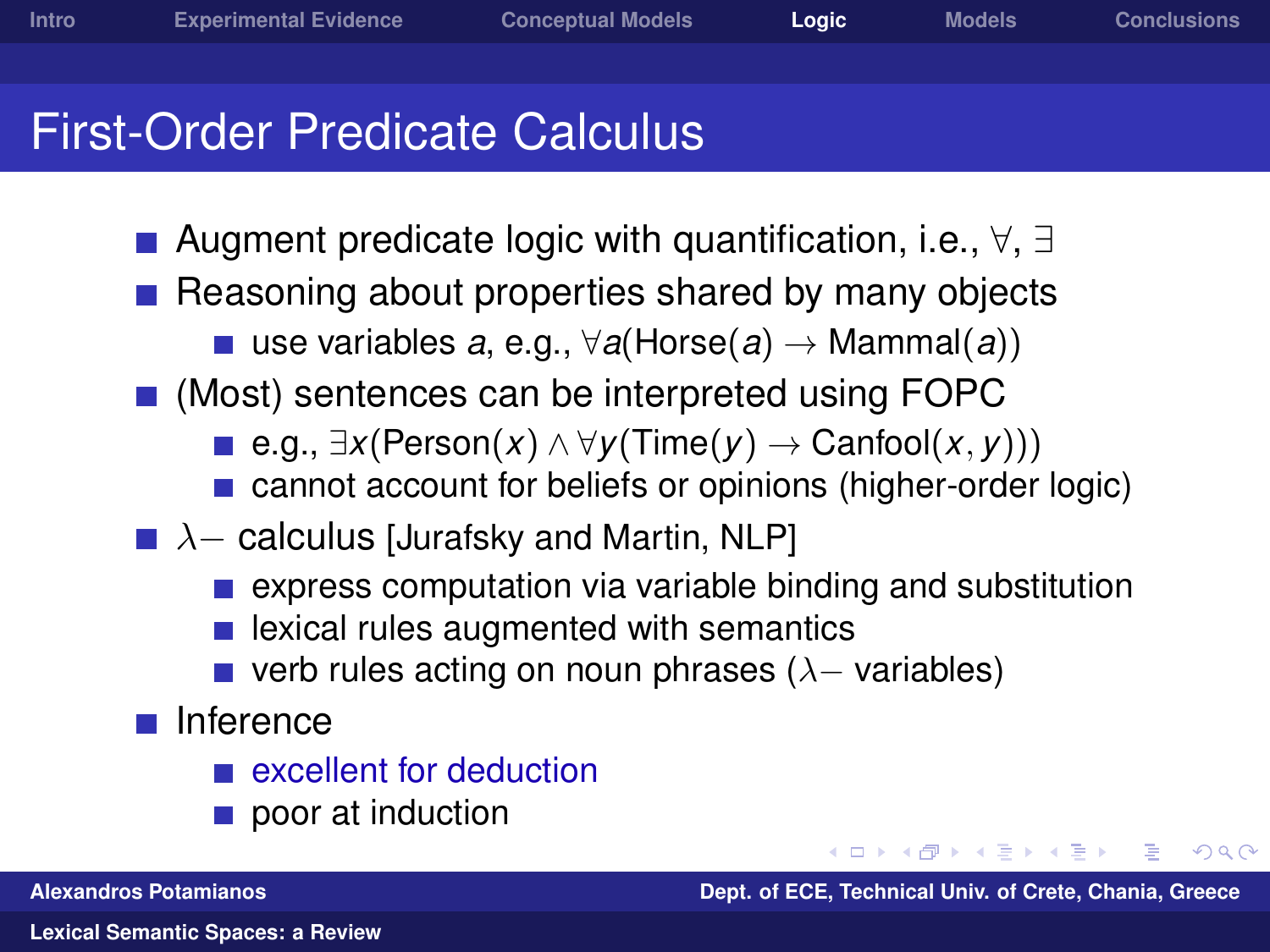# First-Order Predicate Calculus

- Augment predicate logic with quantification, i.e., $\forall$, $\exists$
- Reasoning about properties shared by many objects
  - use variables $a$, e.g., $\forall a(\text{Horse}(a) \rightarrow \text{Mammal}(a))$
- (Most) sentences can be interpreted using FOPC
  - e.g., $\exists x(\text{Person}(x) \wedge \forall y(\text{Time}(y) \rightarrow \text{Canfool}(x, y)))$
  - cannot account for beliefs or opinions (higher-order logic)
- $\lambda-$ calculus [Jurafsky and Martin, NLP]
  - express computation via variable binding and substitution
  - lexical rules augmented with semantics
  - verb rules acting on noun phrases ($\lambda-$ variables)
- Inference
  - excellent for deduction
  - poor at induction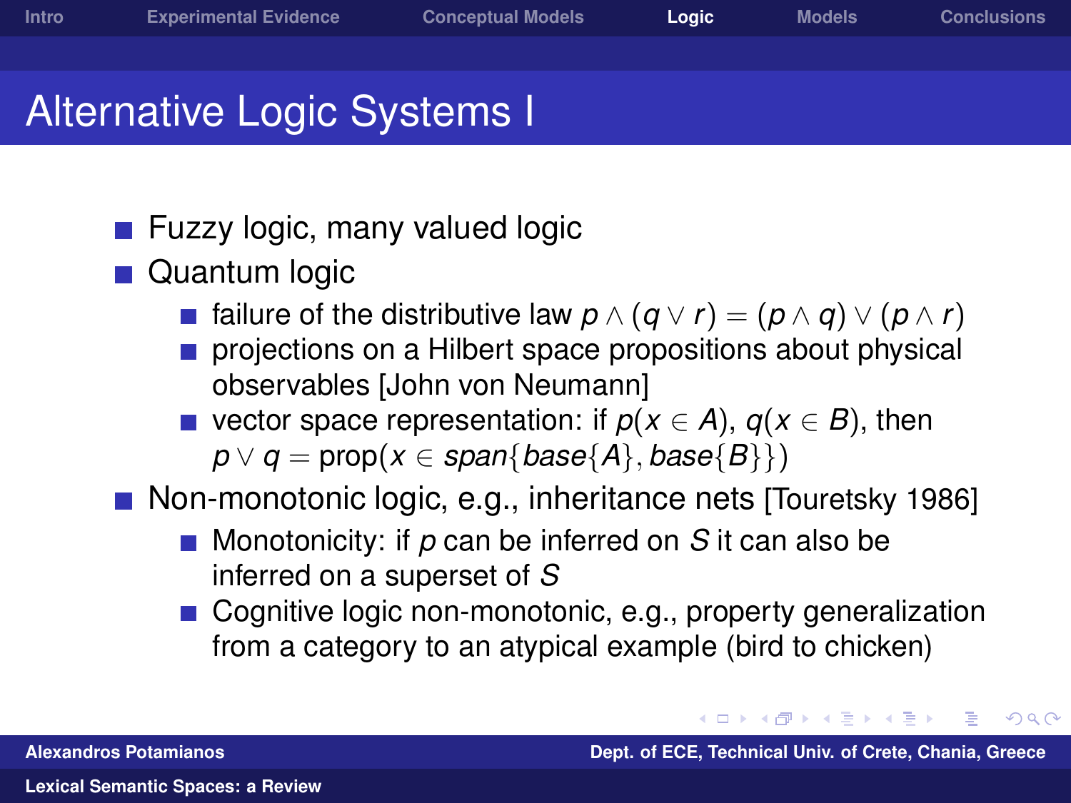# Alternative Logic Systems I

- Fuzzy logic, many valued logic
- Quantum logic
  - failure of the distributive law $p \wedge (q \vee r) = (p \wedge q) \vee (p \wedge r)$
  - projections on a Hilbert space propositions about physical observables [John von Neumann]
  - vector space representation: if $p(x \in A)$, $q(x \in B)$, then $p \vee q = \text{prop}(x \in span\{base\{A\}, base\{B\}\})$
- Non-monotonic logic, e.g., inheritance nets [Touretsky 1986]
  - Monotonicity: if $p$ can be inferred on $S$ it can also be inferred on a superset of $S$
  - Cognitive logic non-monotonic, e.g., property generalization from a category to an atypical example (bird to chicken)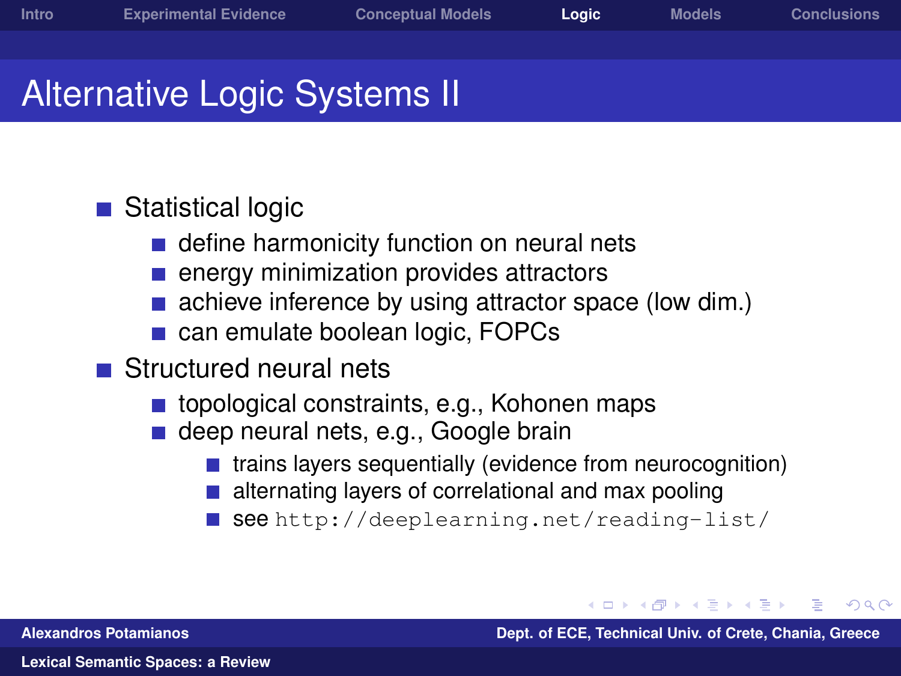# Alternative Logic Systems II

- Statistical logic
  - define harmonicity function on neural nets
  - energy minimization provides attractors
  - achieve inference by using attractor space (low dim.)
  - can emulate boolean logic, FOPCs
- Structured neural nets
  - topological constraints, e.g., Kohonen maps
  - deep neural nets, e.g., Google brain
    - trains layers sequentially (evidence from neurocognition)
    - alternating layers of correlational and max pooling
    - see `http://deeplearning.net/reading-list/`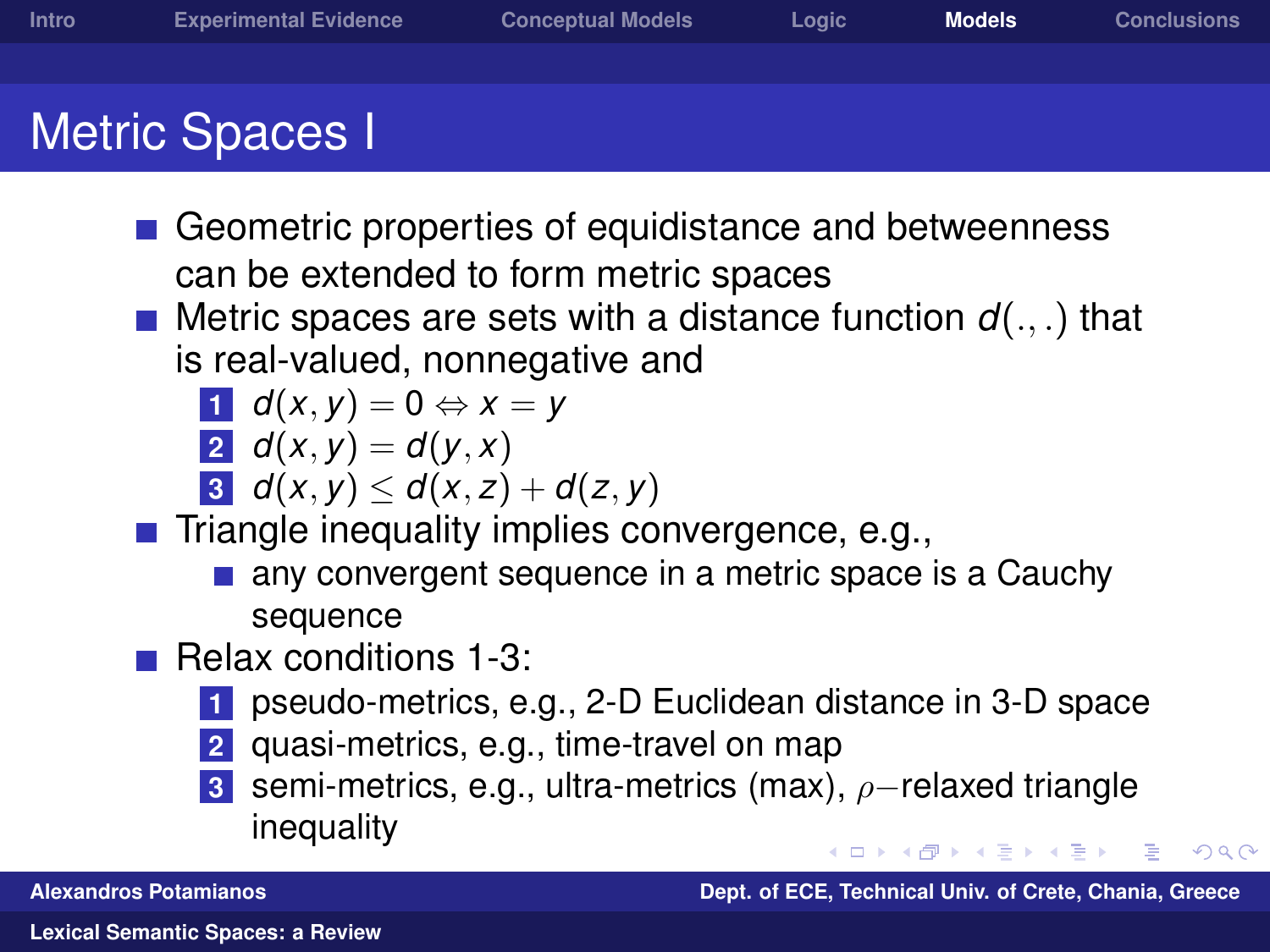# Metric Spaces I

- Geometric properties of equidistance and betweenness can be extended to form metric spaces
- Metric spaces are sets with a distance function $d(.,.)$ that is real-valued, nonnegative and
  1. $d(x,y) = 0 \Leftrightarrow x = y$
  2. $d(x,y) = d(y,x)$
  3. $d(x,y) \leq d(x,z) + d(z,y)$
- Triangle inequality implies convergence, e.g.,
  - any convergent sequence in a metric space is a Cauchy sequence
- Relax conditions 1-3:
  1. pseudo-metrics, e.g., 2-D Euclidean distance in 3-D space
  2. quasi-metrics, e.g., time-travel on map
  3. semi-metrics, e.g., ultra-metrics (max), $\rho-$relaxed triangle inequality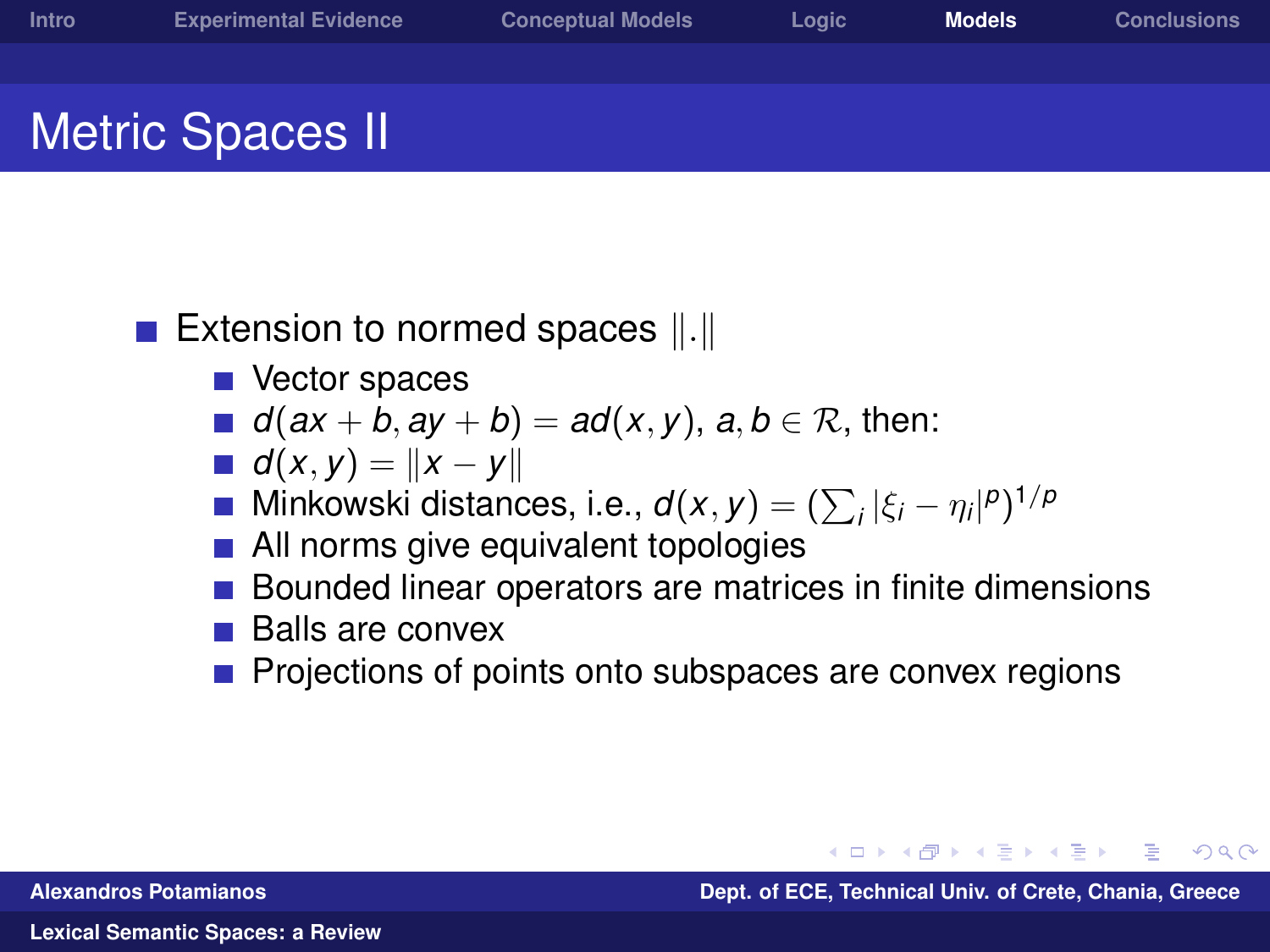# Metric Spaces II

- Extension to normed spaces $\|.\|$
  - Vector spaces
  - $d(ax+b, ay+b) = ad(x,y)$, $a, b \in \mathcal{R}$, then:
  - $d(x,y) = \|x-y\|$
  - Minkowski distances, i.e., $d(x,y) = (\sum_i |\xi_i - \eta_i|^p)^{1/p}$
  - All norms give equivalent topologies
  - Bounded linear operators are matrices in finite dimensions
  - Balls are convex
  - Projections of points onto subspaces are convex regions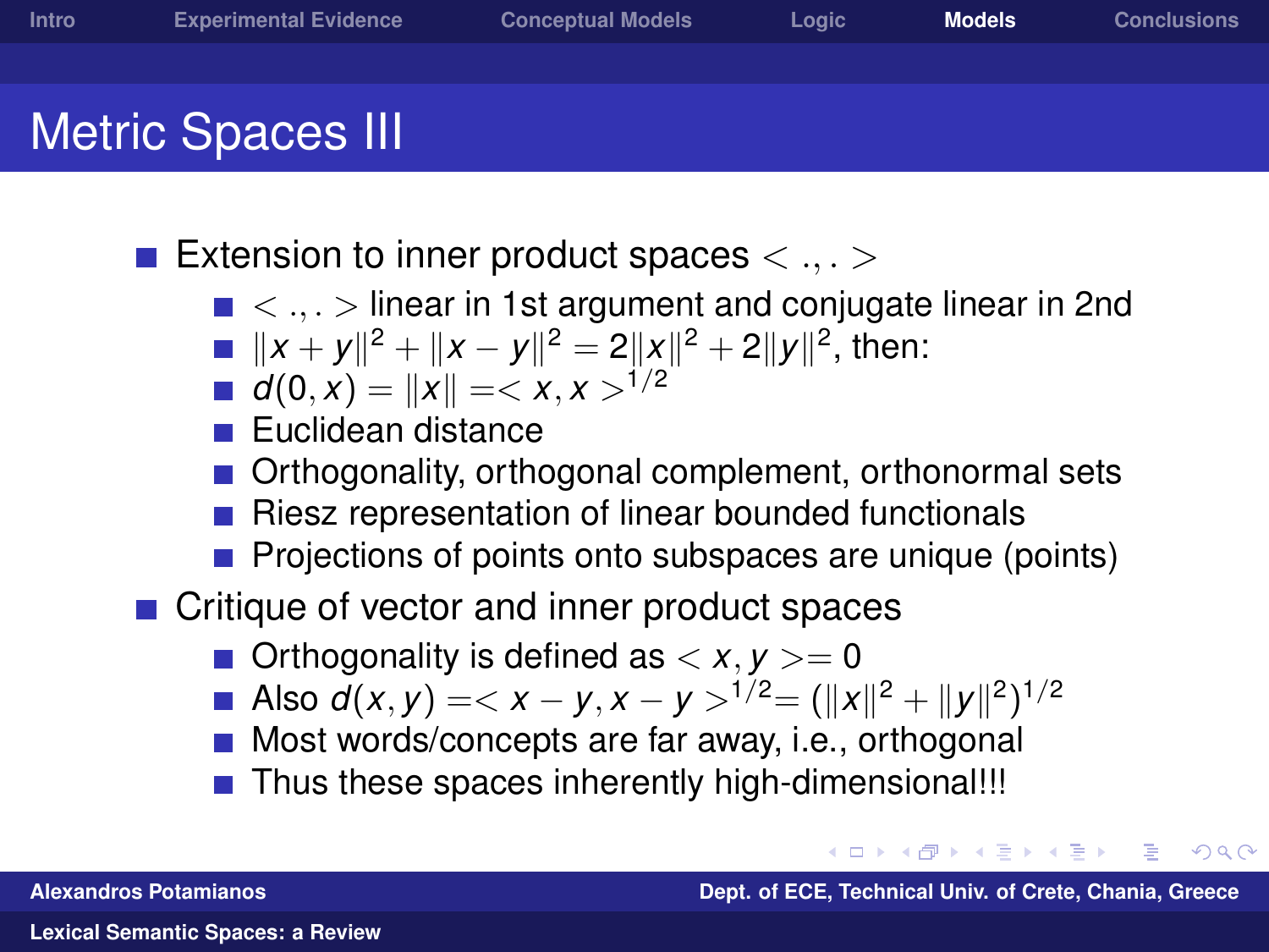# Metric Spaces III

- Extension to inner product spaces $< .,. >$
  - $< .,. >$ linear in 1st argument and conjugate linear in 2nd
  - $\|x+y\|^2 + \|x-y\|^2 = 2\|x\|^2 + 2\|y\|^2$, then:
  - $d(0,x) = \|x\| =< x, x >^{1/2}$
  - Euclidean distance
  - Orthogonality, orthogonal complement, orthonormal sets
  - Riesz representation of linear bounded functionals
  - Projections of points onto subspaces are unique (points)
- Critique of vector and inner product spaces
  - Orthogonality is defined as $< x, y >= 0$
  - Also $d(x,y) =< x-y, x-y >^{1/2} = (\|x\|^2 + \|y\|^2)^{1/2}$
  - Most words/concepts are far away, i.e., orthogonal
  - Thus these spaces inherently high-dimensional!!!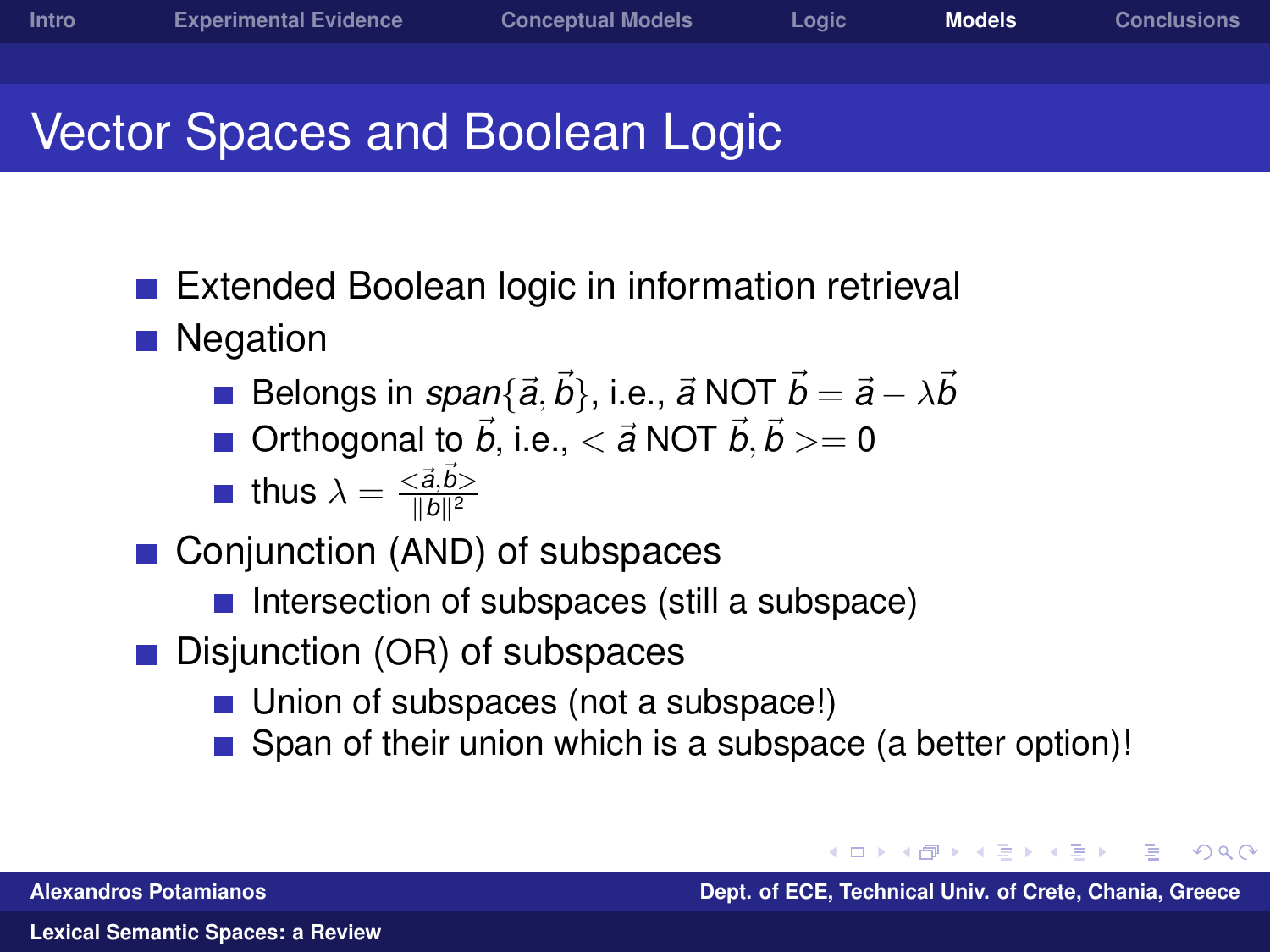# Vector Spaces and Boolean Logic

- Extended Boolean logic in information retrieval
- Negation
  - Belongs in $span\{\vec{a}, \vec{b}\}$, i.e., $\vec{a}$ NOT $\vec{b} = \vec{a} - \lambda\vec{b}$
  - Orthogonal to $\vec{b}$, i.e., $< \vec{a}$ NOT $\vec{b}, \vec{b} >= 0$
  - thus $\lambda = \frac{<\vec{a},\vec{b}>}{||b||^2}$
- Conjunction (AND) of subspaces
  - Intersection of subspaces (still a subspace)
- Disjunction (OR) of subspaces
  - Union of subspaces (not a subspace!)
  - Span of their union which is a subspace (a better option)!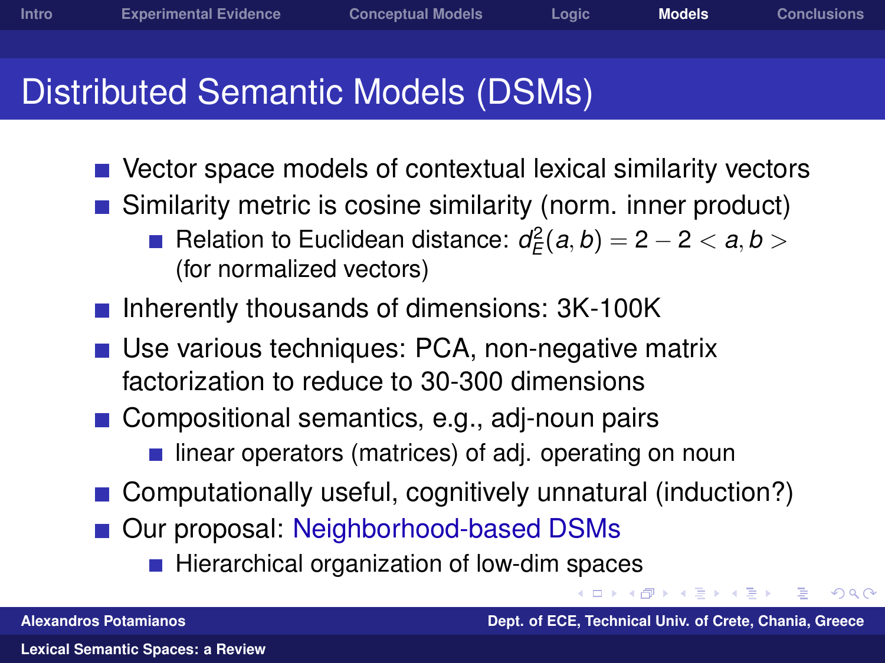# Distributed Semantic Models (DSMs)

- Vector space models of contextual lexical similarity vectors
- Similarity metric is cosine similarity (norm. inner product)
  - Relation to Euclidean distance: $d_E^2(a,b) = 2 - 2 < a, b >$ (for normalized vectors)
- Inherently thousands of dimensions: 3K-100K
- Use various techniques: PCA, non-negative matrix factorization to reduce to 30-300 dimensions
- Compositional semantics, e.g., adj-noun pairs
  - linear operators (matrices) of adj. operating on noun
- Computationally useful, cognitively unnatural (induction?)
- Our proposal: Neighborhood-based DSMs
  - Hierarchical organization of low-dim spaces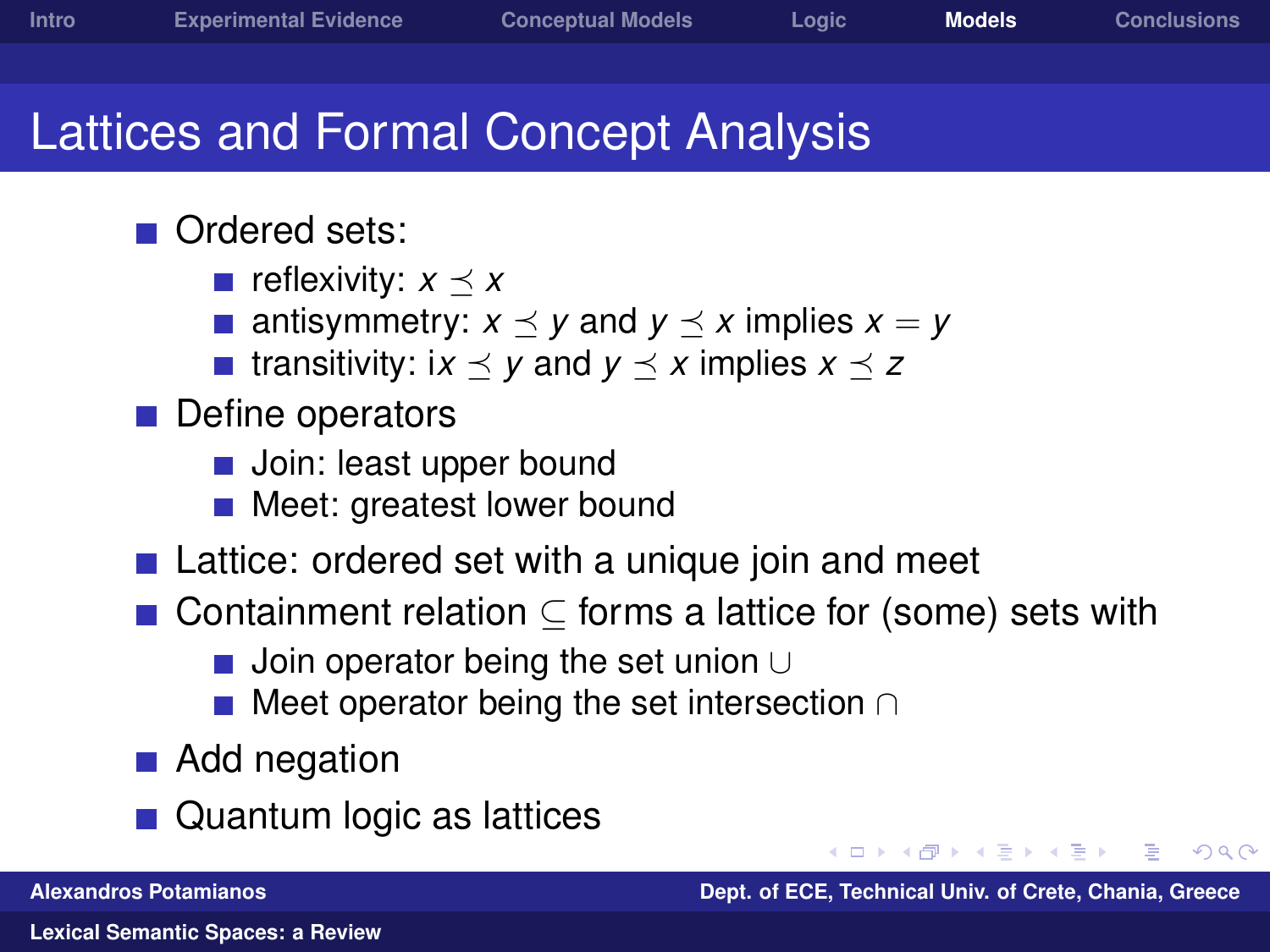# Lattices and Formal Concept Analysis

- Ordered sets:
  - reflexivity: $x \preceq x$
  - antisymmetry: $x \preceq y$ and $y \preceq x$ implies $x = y$
  - transitivity: i$x \preceq y$ and $y \preceq x$ implies $x \preceq z$
- Define operators
  - Join: least upper bound
  - Meet: greatest lower bound
- Lattice: ordered set with a unique join and meet
- Containment relation $\subseteq$ forms a lattice for (some) sets with
  - Join operator being the set union $\cup$
  - Meet operator being the set intersection $\cap$
- Add negation
- Quantum logic as lattices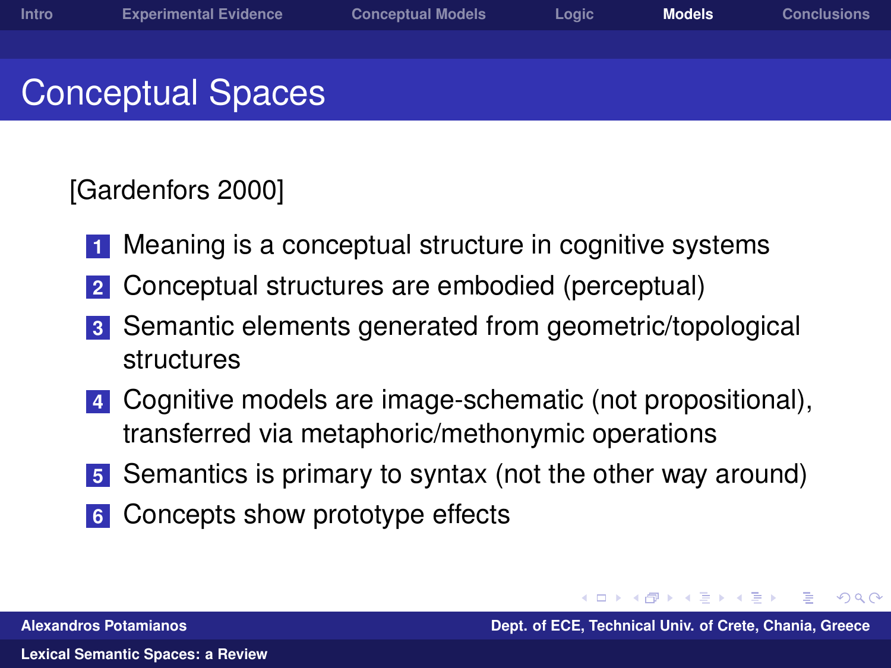# Conceptual Spaces

[Gardenfors 2000]

1. Meaning is a conceptual structure in cognitive systems
2. Conceptual structures are embodied (perceptual)
3. Semantic elements generated from geometric/topological structures
4. Cognitive models are image-schematic (not propositional), transferred via metaphoric/methonymic operations
5. Semantics is primary to syntax (not the other way around)
6. Concepts show prototype effects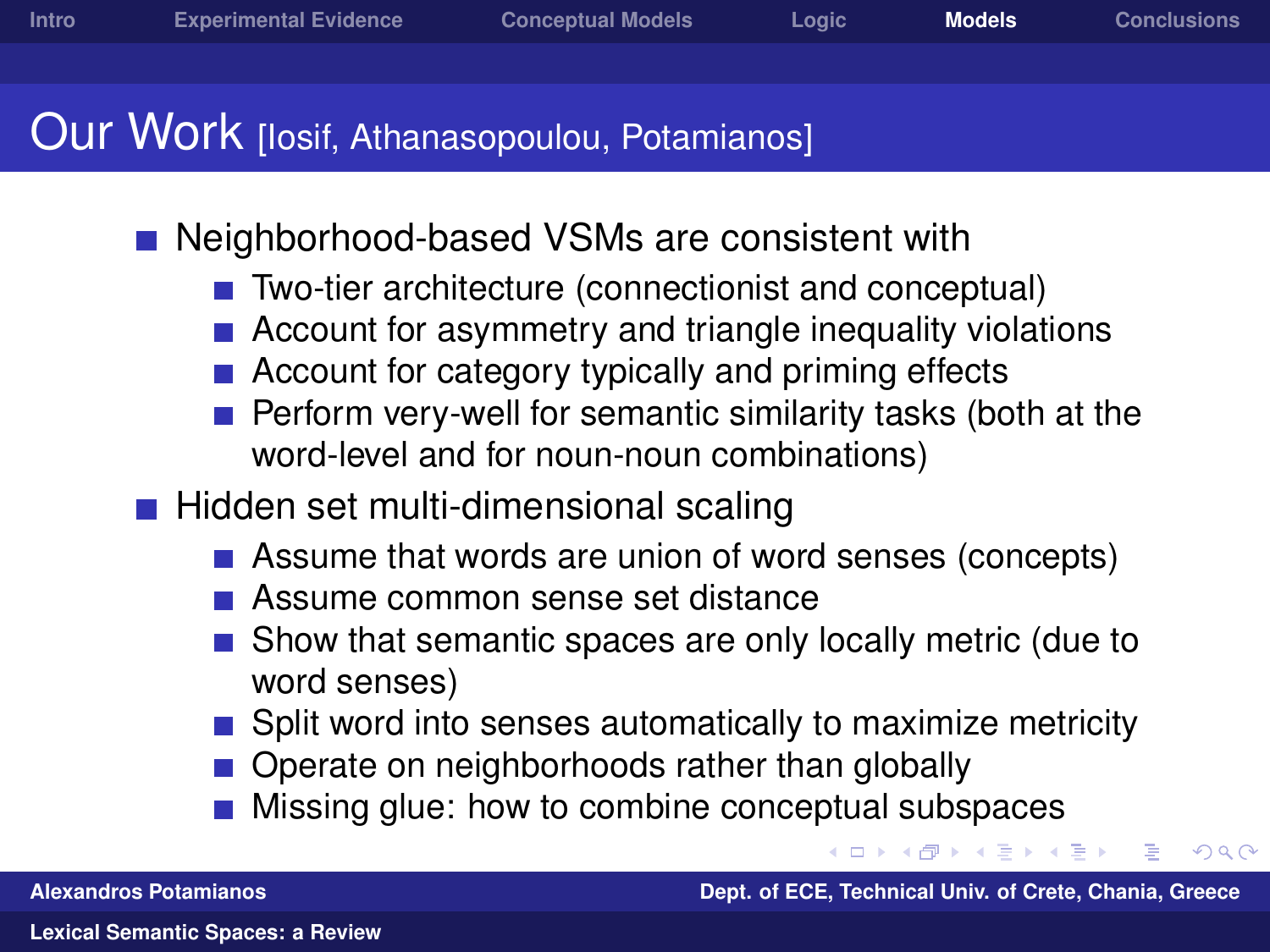## Our Work [Iosif, Athanasopoulou, Potamianos]

- Neighborhood-based VSMs are consistent with
  - Two-tier architecture (connectionist and conceptual)
  - Account for asymmetry and triangle inequality violations
  - Account for category typically and priming effects
  - Perform very-well for semantic similarity tasks (both at the word-level and for noun-noun combinations)
- Hidden set multi-dimensional scaling
  - Assume that words are union of word senses (concepts)
  - Assume common sense set distance
  - Show that semantic spaces are only locally metric (due to word senses)
  - Split word into senses automatically to maximize metricity
  - Operate on neighborhoods rather than globally
  - Missing glue: how to combine conceptual subspaces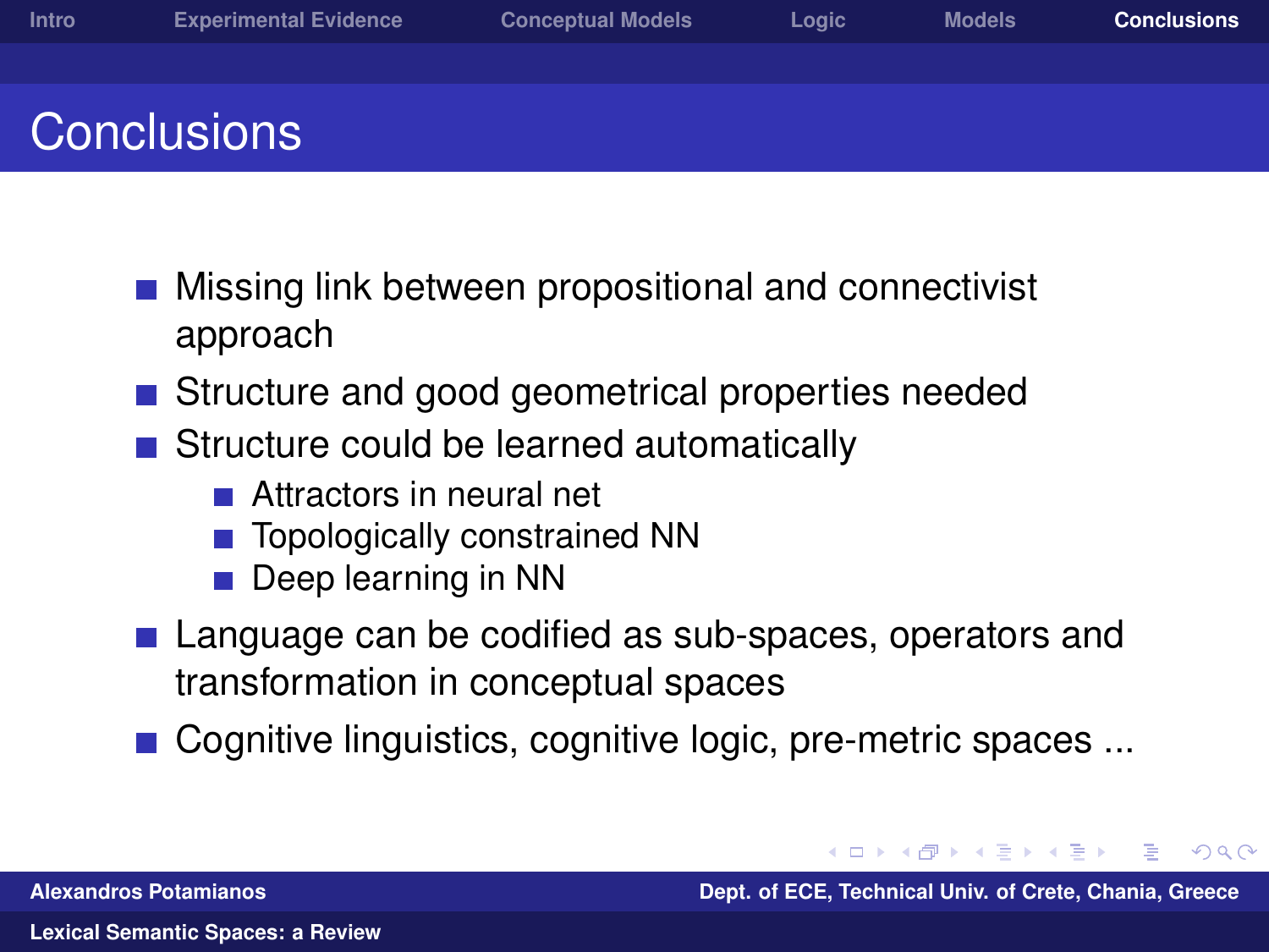# Conclusions

- Missing link between propositional and connectivist approach
- Structure and good geometrical properties needed
- Structure could be learned automatically
  - Attractors in neural net
  - Topologically constrained NN
  - Deep learning in NN
- Language can be codified as sub-spaces, operators and transformation in conceptual spaces
- Cognitive linguistics, cognitive logic, pre-metric spaces ...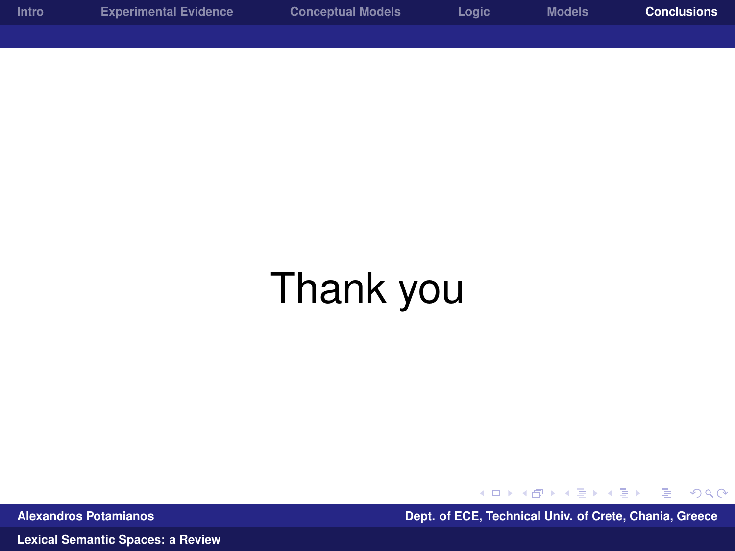Thank you